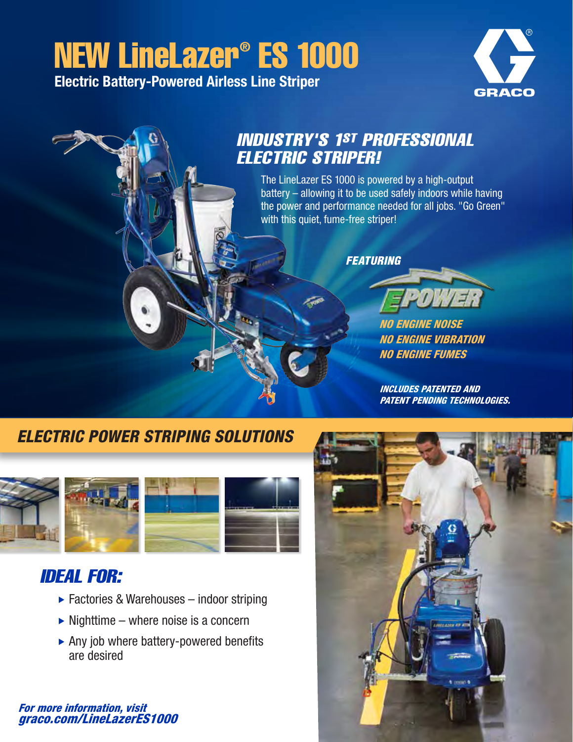# NEW LineLazer® ES 1000

**Electric Battery-Powered Airless Line Striper**

GRACO

## *INDUSTRY'S 1ST PROFESSIONAL ELECTRIC STRIPER!*

The LineLazer ES 1000 is powered by a high-output battery – allowing it to be used safely indoors while having the power and performance needed for all jobs. "Go Green" with this quiet, fume-free striper!

*FEATURING*

EPOWER

*NO ENGINE NOISE*
*NO ENGINE VIBRATION*
*NO ENGINE FUMES*

*INCLUDES PATENTED AND PATENT PENDING TECHNOLOGIES.*

## *ELECTRIC POWER STRIPING SOLUTIONS*

## *IDEAL FOR:*

- Factories & Warehouses – indoor striping
- Nighttime – where noise is a concern
- Any job where battery-powered benefits are desired

*For more information, visit graco.com/LineLazerES1000*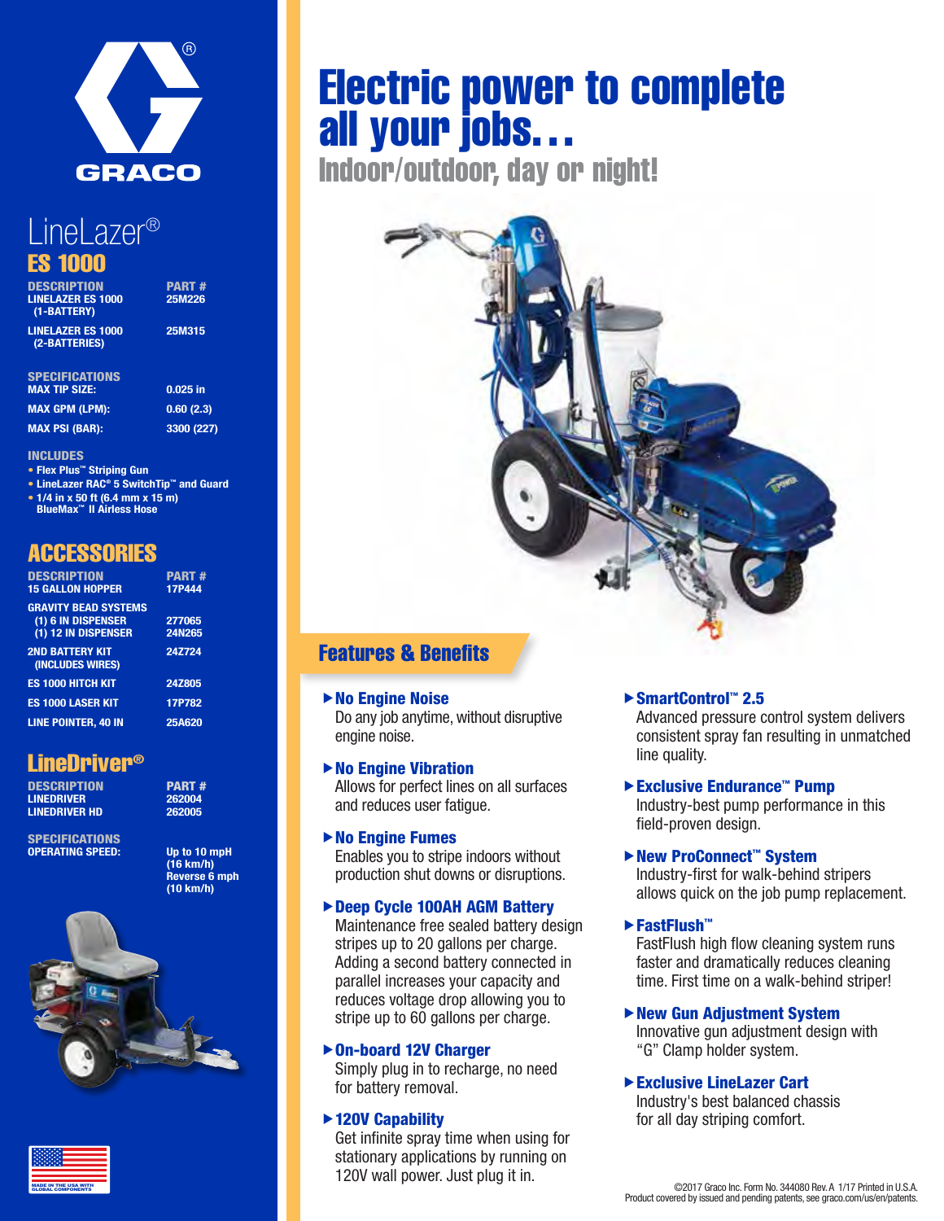GRACO

# LineLazer® ES 1000

| DESCRIPTION | PART # |
| --- | --- |
| LINELAZER ES 1000 (1-BATTERY) | 25M226 |
| LINELAZER ES 1000 (2-BATTERIES) | 25M315 |

| SPECIFICATIONS | |
| --- | --- |
| MAX TIP SIZE: | 0.025 in |
| MAX GPM (LPM): | 0.60 (2.3) |
| MAX PSI (BAR): | 3300 (227) |

**INCLUDES**

- Flex Plus™ Striping Gun
- LineLazer RAC® 5 SwitchTip™ and Guard
- 1/4 in x 50 ft (6.4 mm x 15 m) BlueMax™ II Airless Hose

## ACCESSORIES

| DESCRIPTION | PART # |
| --- | --- |
| 15 GALLON HOPPER | 17P444 |
| GRAVITY BEAD SYSTEMS (1) 6 IN DISPENSER | 277065 |
| (1) 12 IN DISPENSER | 24N265 |
| 2ND BATTERY KIT (INCLUDES WIRES) | 24Z724 |
| ES 1000 HITCH KIT | 24Z805 |
| ES 1000 LASER KIT | 17P782 |
| LINE POINTER, 40 IN | 25A620 |

## LineDriver®

| DESCRIPTION | PART # |
| --- | --- |
| LINEDRIVER | 262004 |
| LINEDRIVER HD | 262005 |

| SPECIFICATIONS | |
| --- | --- |
| OPERATING SPEED: | Up to 10 mph (16 km/h) Reverse 6 mph (10 km/h) |

MADE IN THE USA WITH GLOBAL COMPONENTS

# Electric power to complete all your jobs…

## Indoor/outdoor, day or night!

## Features & Benefits

**▶ No Engine Noise**
Do any job anytime, without disruptive engine noise.

**▶ No Engine Vibration**
Allows for perfect lines on all surfaces and reduces user fatigue.

**▶ No Engine Fumes**
Enables you to stripe indoors without production shut downs or disruptions.

**▶ Deep Cycle 100AH AGM Battery**
Maintenance free sealed battery design stripes up to 20 gallons per charge. Adding a second battery connected in parallel increases your capacity and reduces voltage drop allowing you to stripe up to 60 gallons per charge.

**▶ On-board 12V Charger**
Simply plug in to recharge, no need for battery removal.

**▶ 120V Capability**
Get infinite spray time when using for stationary applications by running on 120V wall power. Just plug it in.

**▶ SmartControl™ 2.5**
Advanced pressure control system delivers consistent spray fan resulting in unmatched line quality.

**▶ Exclusive Endurance™ Pump**
Industry-best pump performance in this field-proven design.

**▶ New ProConnect™ System**
Industry-first for walk-behind stripers allows quick on the job pump replacement.

**▶ FastFlush™**
FastFlush high flow cleaning system runs faster and dramatically reduces cleaning time. First time on a walk-behind striper!

**▶ New Gun Adjustment System**
Innovative gun adjustment design with "G" Clamp holder system.

**▶ Exclusive LineLazer Cart**
Industry's best balanced chassis for all day striping comfort.

©2017 Graco Inc. Form No. 344080 Rev. A 1/17 Printed in U.S.A.
Product covered by issued and pending patents, see graco.com/us/en/patents.